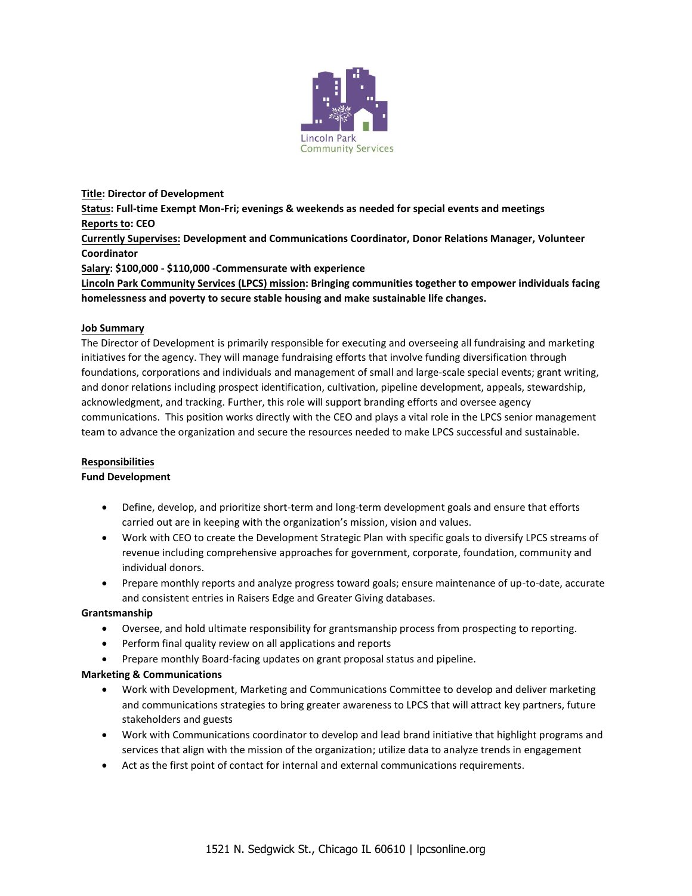Lincoln Park Community Services

**Title: Director of Development**
**Status: Full-time Exempt Mon-Fri; evenings & weekends as needed for special events and meetings**
**Reports to: CEO**
**Currently Supervises: Development and Communications Coordinator, Donor Relations Manager, Volunteer Coordinator**
**Salary: $100,000 - $110,000 -Commensurate with experience**
**Lincoln Park Community Services (LPCS) mission: Bringing communities together to empower individuals facing homelessness and poverty to secure stable housing and make sustainable life changes.**

## Job Summary

The Director of Development is primarily responsible for executing and overseeing all fundraising and marketing initiatives for the agency. They will manage fundraising efforts that involve funding diversification through foundations, corporations and individuals and management of small and large-scale special events; grant writing, and donor relations including prospect identification, cultivation, pipeline development, appeals, stewardship, acknowledgment, and tracking. Further, this role will support branding efforts and oversee agency communications. This position works directly with the CEO and plays a vital role in the LPCS senior management team to advance the organization and secure the resources needed to make LPCS successful and sustainable.

## Responsibilities

### Fund Development

- Define, develop, and prioritize short-term and long-term development goals and ensure that efforts carried out are in keeping with the organization's mission, vision and values.
- Work with CEO to create the Development Strategic Plan with specific goals to diversify LPCS streams of revenue including comprehensive approaches for government, corporate, foundation, community and individual donors.
- Prepare monthly reports and analyze progress toward goals; ensure maintenance of up-to-date, accurate and consistent entries in Raisers Edge and Greater Giving databases.

### Grantsmanship

- Oversee, and hold ultimate responsibility for grantsmanship process from prospecting to reporting.
- Perform final quality review on all applications and reports
- Prepare monthly Board-facing updates on grant proposal status and pipeline.

### Marketing & Communications

- Work with Development, Marketing and Communications Committee to develop and deliver marketing and communications strategies to bring greater awareness to LPCS that will attract key partners, future stakeholders and guests
- Work with Communications coordinator to develop and lead brand initiative that highlight programs and services that align with the mission of the organization; utilize data to analyze trends in engagement
- Act as the first point of contact for internal and external communications requirements.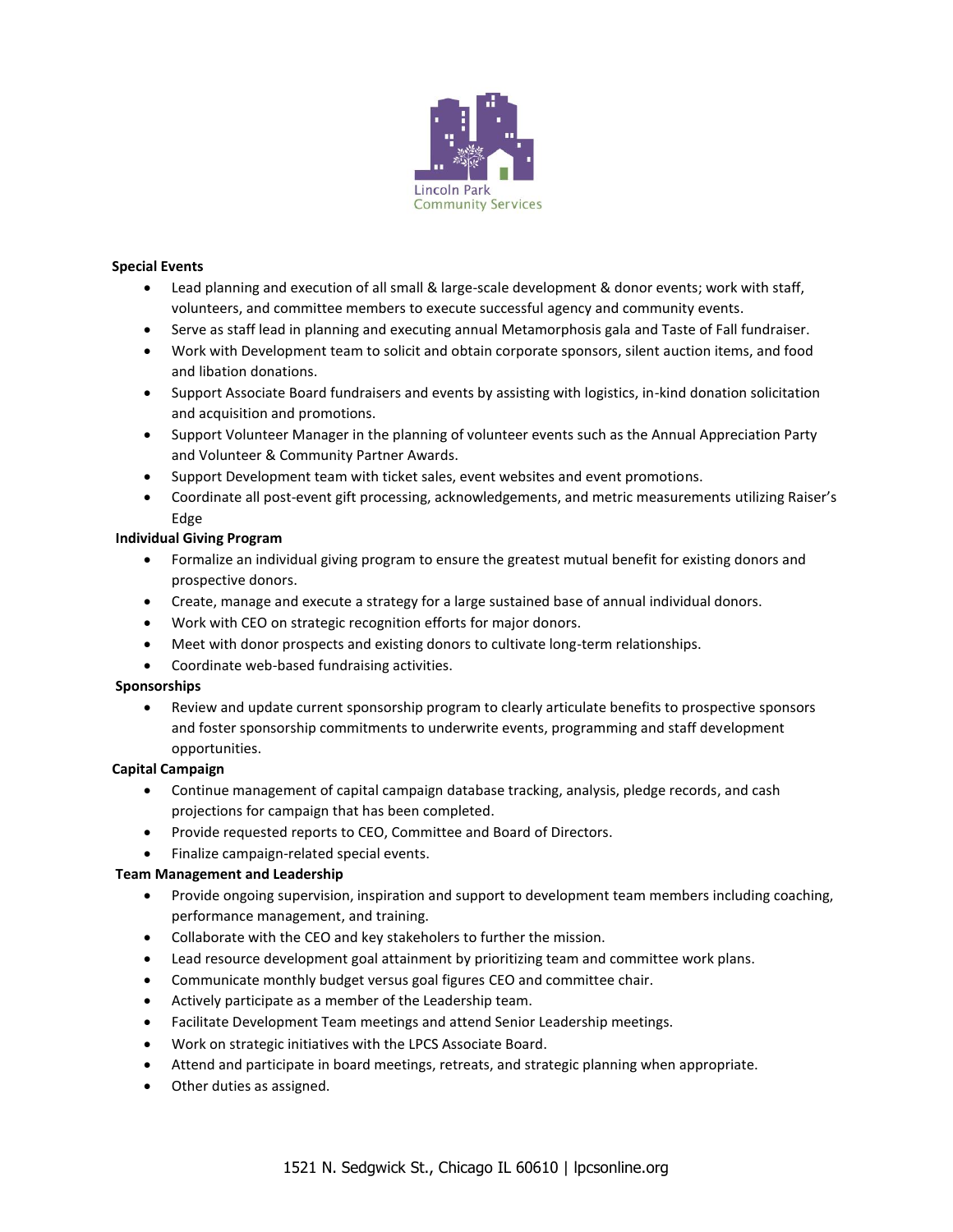**Special Events**

- Lead planning and execution of all small & large-scale development & donor events; work with staff, volunteers, and committee members to execute successful agency and community events.
- Serve as staff lead in planning and executing annual Metamorphosis gala and Taste of Fall fundraiser.
- Work with Development team to solicit and obtain corporate sponsors, silent auction items, and food and libation donations.
- Support Associate Board fundraisers and events by assisting with logistics, in-kind donation solicitation and acquisition and promotions.
- Support Volunteer Manager in the planning of volunteer events such as the Annual Appreciation Party and Volunteer & Community Partner Awards.
- Support Development team with ticket sales, event websites and event promotions.
- Coordinate all post-event gift processing, acknowledgements, and metric measurements utilizing Raiser's Edge

**Individual Giving Program**

- Formalize an individual giving program to ensure the greatest mutual benefit for existing donors and prospective donors.
- Create, manage and execute a strategy for a large sustained base of annual individual donors.
- Work with CEO on strategic recognition efforts for major donors.
- Meet with donor prospects and existing donors to cultivate long-term relationships.
- Coordinate web-based fundraising activities.

**Sponsorships**

- Review and update current sponsorship program to clearly articulate benefits to prospective sponsors and foster sponsorship commitments to underwrite events, programming and staff development opportunities.

**Capital Campaign**

- Continue management of capital campaign database tracking, analysis, pledge records, and cash projections for campaign that has been completed.
- Provide requested reports to CEO, Committee and Board of Directors.
- Finalize campaign-related special events.

**Team Management and Leadership**

- Provide ongoing supervision, inspiration and support to development team members including coaching, performance management, and training.
- Collaborate with the CEO and key stakeholers to further the mission.
- Lead resource development goal attainment by prioritizing team and committee work plans.
- Communicate monthly budget versus goal figures CEO and committee chair.
- Actively participate as a member of the Leadership team.
- Facilitate Development Team meetings and attend Senior Leadership meetings.
- Work on strategic initiatives with the LPCS Associate Board.
- Attend and participate in board meetings, retreats, and strategic planning when appropriate.
- Other duties as assigned.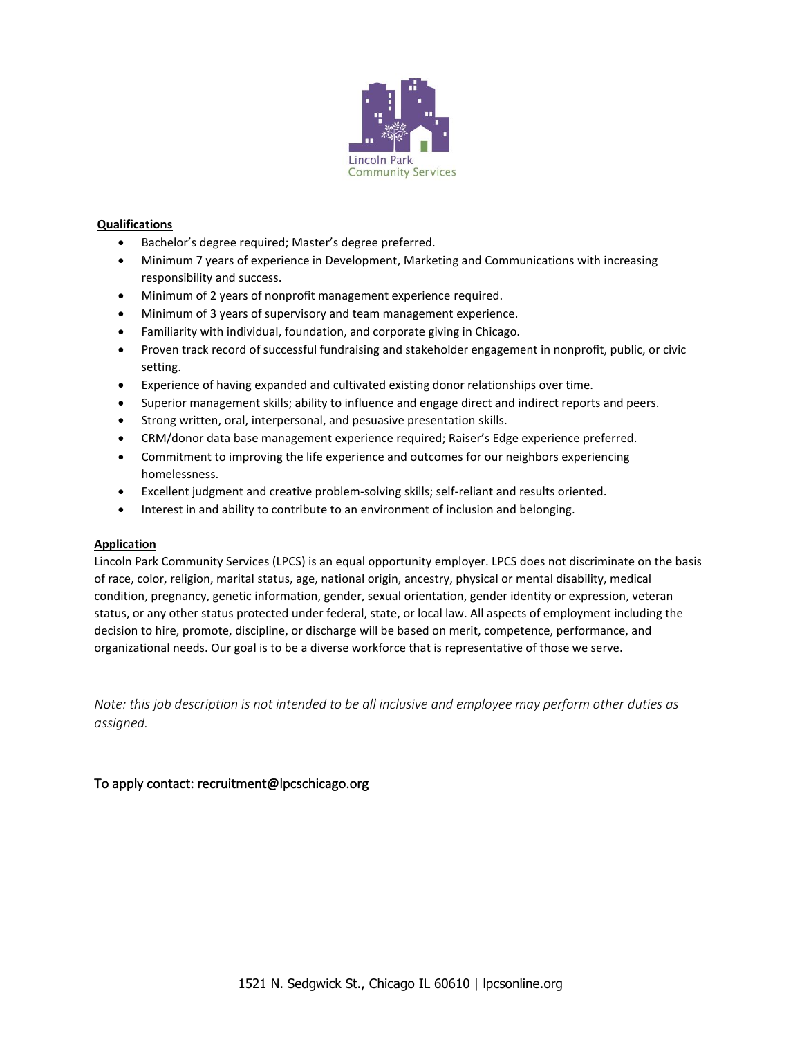Lincoln Park
Community Services

**Qualifications**

- Bachelor's degree required; Master's degree preferred.
- Minimum 7 years of experience in Development, Marketing and Communications with increasing responsibility and success.
- Minimum of 2 years of nonprofit management experience required.
- Minimum of 3 years of supervisory and team management experience.
- Familiarity with individual, foundation, and corporate giving in Chicago.
- Proven track record of successful fundraising and stakeholder engagement in nonprofit, public, or civic setting.
- Experience of having expanded and cultivated existing donor relationships over time.
- Superior management skills; ability to influence and engage direct and indirect reports and peers.
- Strong written, oral, interpersonal, and pesuasive presentation skills.
- CRM/donor data base management experience required; Raiser's Edge experience preferred.
- Commitment to improving the life experience and outcomes for our neighbors experiencing homelessness.
- Excellent judgment and creative problem-solving skills; self-reliant and results oriented.
- Interest in and ability to contribute to an environment of inclusion and belonging.

**Application**

Lincoln Park Community Services (LPCS) is an equal opportunity employer. LPCS does not discriminate on the basis of race, color, religion, marital status, age, national origin, ancestry, physical or mental disability, medical condition, pregnancy, genetic information, gender, sexual orientation, gender identity or expression, veteran status, or any other status protected under federal, state, or local law. All aspects of employment including the decision to hire, promote, discipline, or discharge will be based on merit, competence, performance, and organizational needs. Our goal is to be a diverse workforce that is representative of those we serve.

*Note: this job description is not intended to be all inclusive and employee may perform other duties as assigned.*

To apply contact: recruitment@lpcschicago.org

1521 N. Sedgwick St., Chicago IL 60610 | lpcsonline.org